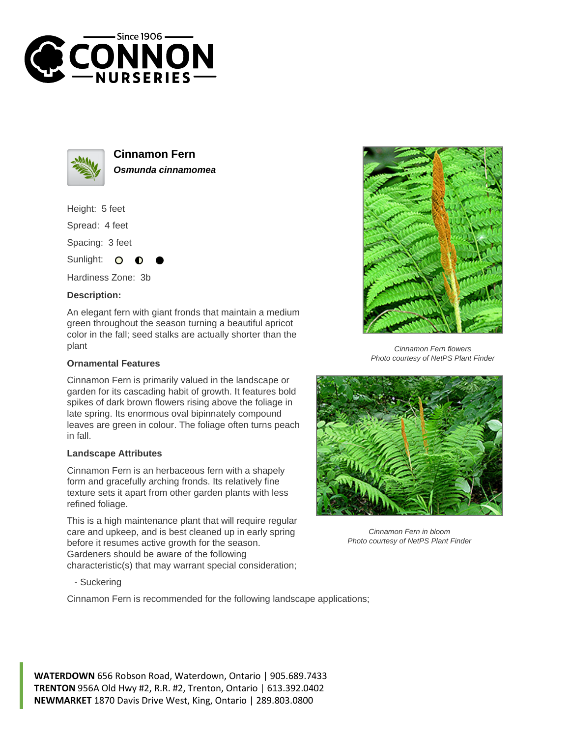# Cinnamon Fern

***Osmunda cinnamomea***

Height: 5 feet

Spread: 4 feet

Spacing: 3 feet

Sunlight: ○ ◐ ●

Hardiness Zone: 3b

### Description:

An elegant fern with giant fronds that maintain a medium green throughout the season turning a beautiful apricot color in the fall; seed stalks are actually shorter than the plant

### Ornamental Features

Cinnamon Fern is primarily valued in the landscape or garden for its cascading habit of growth. It features bold spikes of dark brown flowers rising above the foliage in late spring. Its enormous oval bipinnately compound leaves are green in colour. The foliage often turns peach in fall.

### Landscape Attributes

Cinnamon Fern is an herbaceous fern with a shapely form and gracefully arching fronds. Its relatively fine texture sets it apart from other garden plants with less refined foliage.

This is a high maintenance plant that will require regular care and upkeep, and is best cleaned up in early spring before it resumes active growth for the season. Gardeners should be aware of the following characteristic(s) that may warrant special consideration;

- Suckering

Cinnamon Fern is recommended for the following landscape applications;

*Cinnamon Fern flowers*
*Photo courtesy of NetPS Plant Finder*

*Cinnamon Fern in bloom*
*Photo courtesy of NetPS Plant Finder*

**WATERDOWN** 656 Robson Road, Waterdown, Ontario | 905.689.7433
**TRENTON** 956A Old Hwy #2, R.R. #2, Trenton, Ontario | 613.392.0402
**NEWMARKET** 1870 Davis Drive West, King, Ontario | 289.803.0800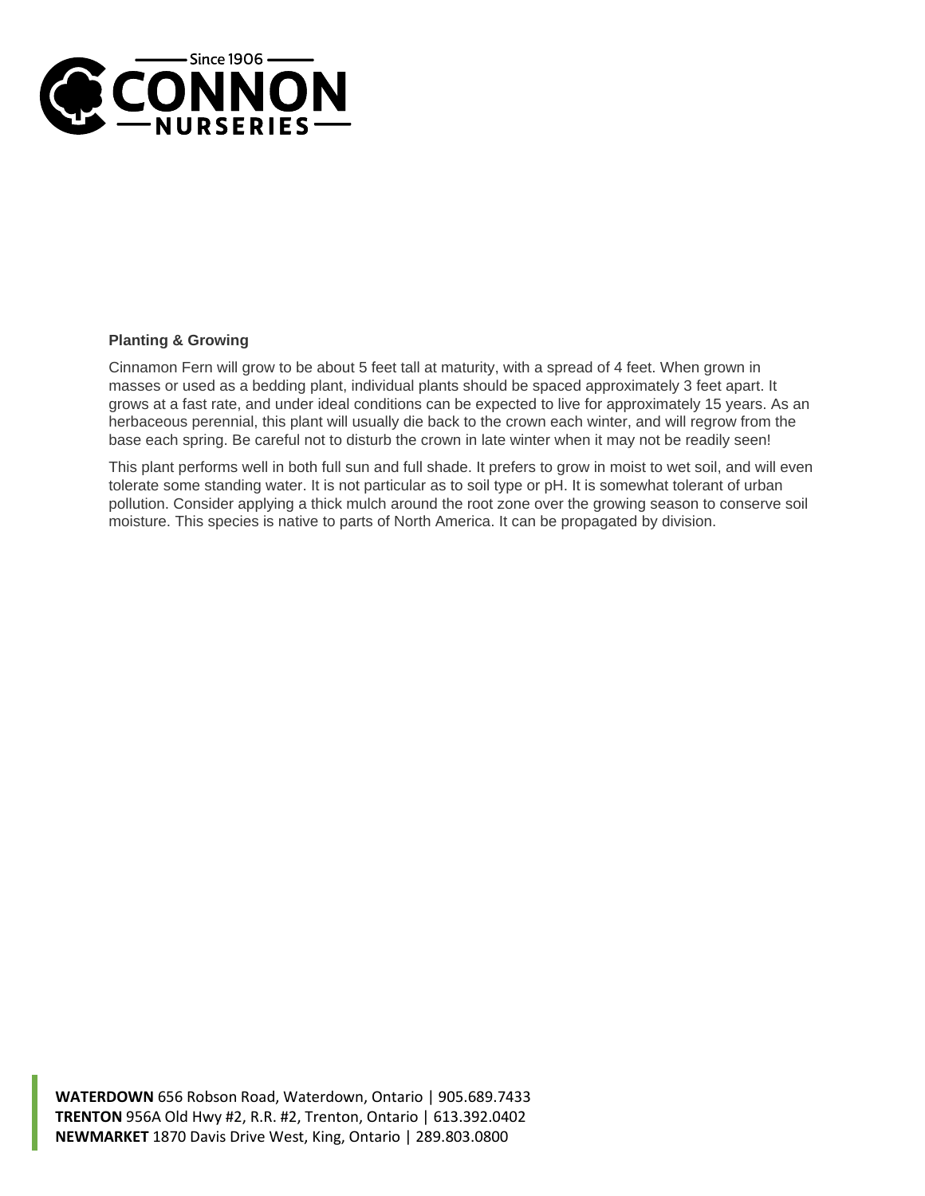### Planting & Growing

Cinnamon Fern will grow to be about 5 feet tall at maturity, with a spread of 4 feet. When grown in masses or used as a bedding plant, individual plants should be spaced approximately 3 feet apart. It grows at a fast rate, and under ideal conditions can be expected to live for approximately 15 years. As an herbaceous perennial, this plant will usually die back to the crown each winter, and will regrow from the base each spring. Be careful not to disturb the crown in late winter when it may not be readily seen!

This plant performs well in both full sun and full shade. It prefers to grow in moist to wet soil, and will even tolerate some standing water. It is not particular as to soil type or pH. It is somewhat tolerant of urban pollution. Consider applying a thick mulch around the root zone over the growing season to conserve soil moisture. This species is native to parts of North America. It can be propagated by division.